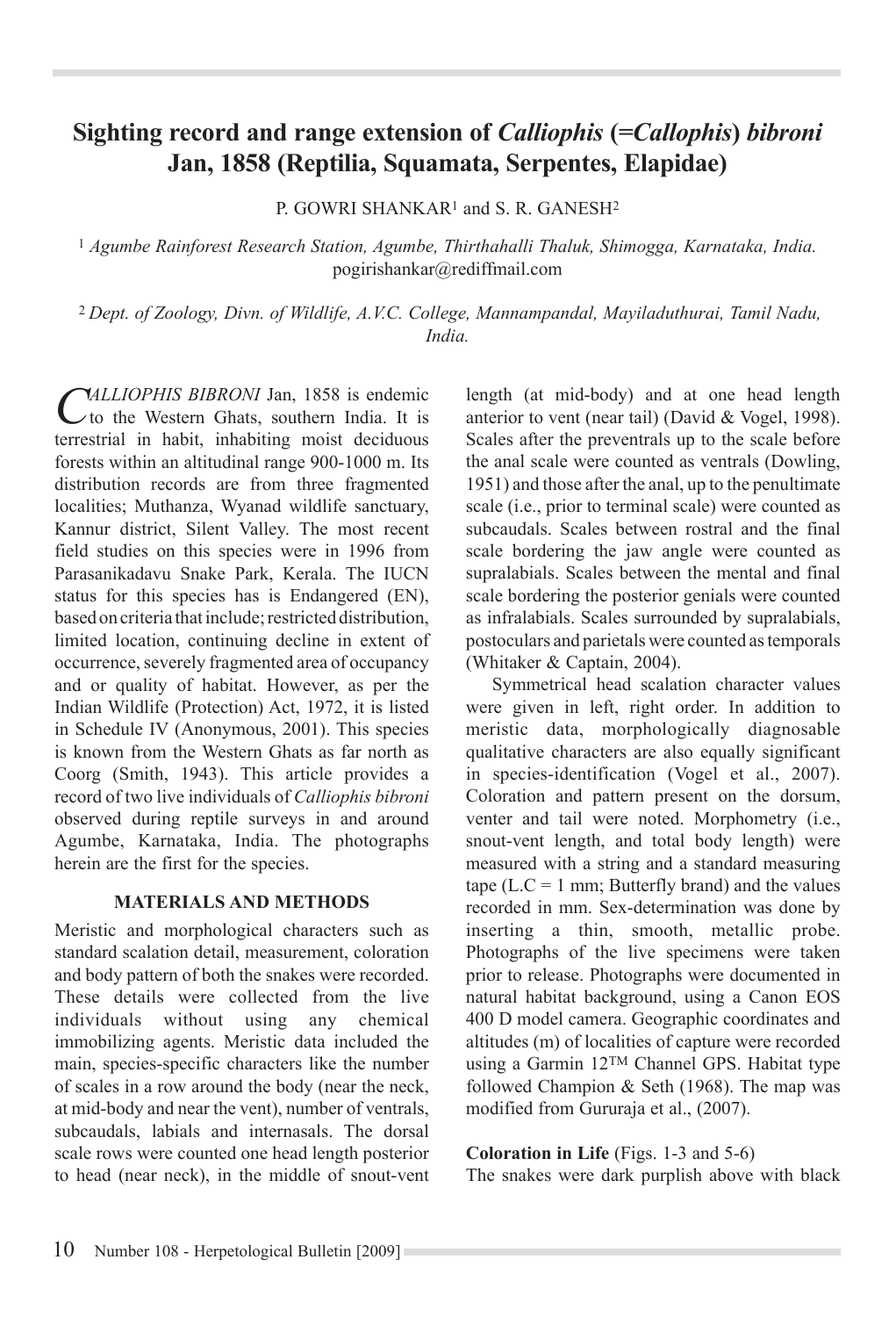# Sighting record and range extension of *Calliophis* (=*Callophis*) *bibroni* Jan, 1858 (Reptilia, Squamata, Serpentes, Elapidae)

P. GOWRI SHANKAR[1] and S. R. GANESH[2]

[1] *Agumbe Rainforest Research Station, Agumbe, Thirthahalli Thaluk, Shimogga, Karnataka, India.* pogirishankar@rediffmail.com

[2] *Dept. of Zoology, Divn. of Wildlife, A.V.C. College, Mannampandal, Mayiladuthurai, Tamil Nadu, India.*

*CALLIOPHIS BIBRONI* Jan, 1858 is endemic to the Western Ghats, southern India. It is terrestrial in habit, inhabiting moist deciduous forests within an altitudinal range 900-1000 m. Its distribution records are from three fragmented localities; Muthanza, Wyanad wildlife sanctuary, Kannur district, Silent Valley. The most recent field studies on this species were in 1996 from Parasanikadavu Snake Park, Kerala. The IUCN status for this species has is Endangered (EN), based on criteria that include; restricted distribution, limited location, continuing decline in extent of occurrence, severely fragmented area of occupancy and or quality of habitat. However, as per the Indian Wildlife (Protection) Act, 1972, it is listed in Schedule IV (Anonymous, 2001). This species is known from the Western Ghats as far north as Coorg (Smith, 1943). This article provides a record of two live individuals of *Calliophis bibroni* observed during reptile surveys in and around Agumbe, Karnataka, India. The photographs herein are the first for the species.

## MATERIALS AND METHODS

Meristic and morphological characters such as standard scalation detail, measurement, coloration and body pattern of both the snakes were recorded. These details were collected from the live individuals without using any chemical immobilizing agents. Meristic data included the main, species-specific characters like the number of scales in a row around the body (near the neck, at mid-body and near the vent), number of ventrals, subcaudals, labials and internasals. The dorsal scale rows were counted one head length posterior to head (near neck), in the middle of snout-vent length (at mid-body) and at one head length anterior to vent (near tail) (David & Vogel, 1998). Scales after the preventrals up to the scale before the anal scale were counted as ventrals (Dowling, 1951) and those after the anal, up to the penultimate scale (i.e., prior to terminal scale) were counted as subcaudals. Scales between rostral and the final scale bordering the jaw angle were counted as supralabials. Scales between the mental and final scale bordering the posterior genials were counted as infralabials. Scales surrounded by supralabials, postoculars and parietals were counted as temporals (Whitaker & Captain, 2004).

Symmetrical head scalation character values were given in left, right order. In addition to meristic data, morphologically diagnosable qualitative characters are also equally significant in species-identification (Vogel et al., 2007). Coloration and pattern present on the dorsum, venter and tail were noted. Morphometry (i.e., snout-vent length, and total body length) were measured with a string and a standard measuring tape (L.C = 1 mm; Butterfly brand) and the values recorded in mm. Sex-determination was done by inserting a thin, smooth, metallic probe. Photographs of the live specimens were taken prior to release. Photographs were documented in natural habitat background, using a Canon EOS 400 D model camera. Geographic coordinates and altitudes (m) of localities of capture were recorded using a Garmin 12™ Channel GPS. Habitat type followed Champion & Seth (1968). The map was modified from Gururaja et al., (2007).

**Coloration in Life** (Figs. 1-3 and 5-6)

The snakes were dark purplish above with black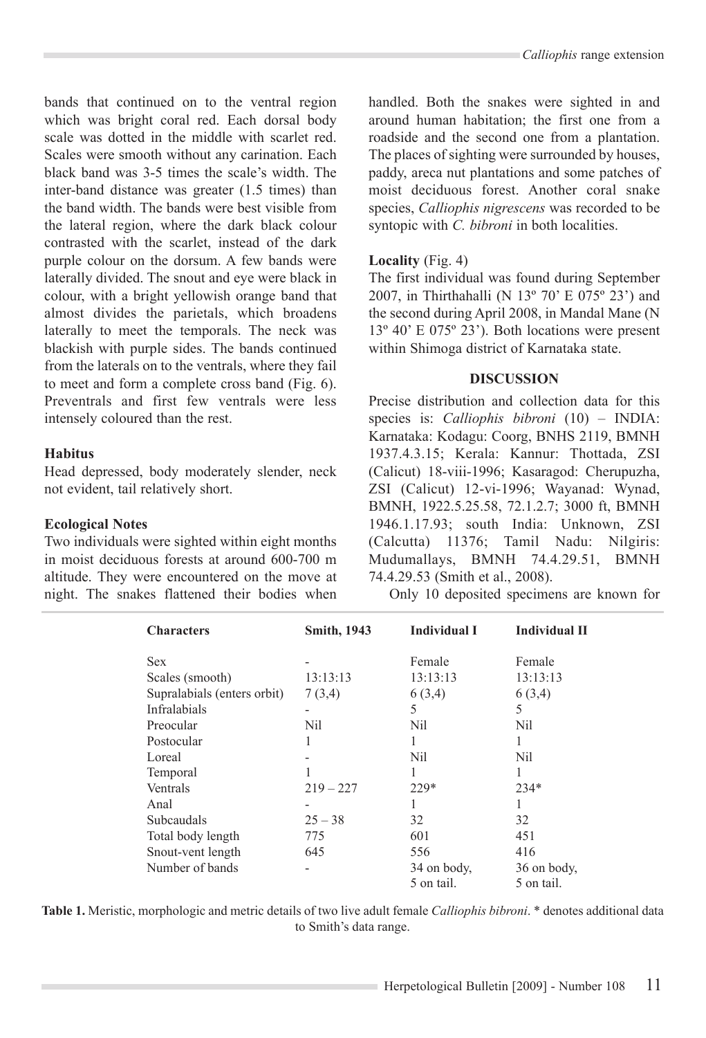bands that continued on to the ventral region which was bright coral red. Each dorsal body scale was dotted in the middle with scarlet red. Scales were smooth without any carination. Each black band was 3-5 times the scale's width. The inter-band distance was greater (1.5 times) than the band width. The bands were best visible from the lateral region, where the dark black colour contrasted with the scarlet, instead of the dark purple colour on the dorsum. A few bands were laterally divided. The snout and eye were black in colour, with a bright yellowish orange band that almost divides the parietals, which broadens laterally to meet the temporals. The neck was blackish with purple sides. The bands continued from the laterals on to the ventrals, where they fail to meet and form a complete cross band (Fig. 6). Preventrals and first few ventrals were less intensely coloured than the rest.

**Habitus**

Head depressed, body moderately slender, neck not evident, tail relatively short.

**Ecological Notes**

Two individuals were sighted within eight months in moist deciduous forests at around 600-700 m altitude. They were encountered on the move at night. The snakes flattened their bodies when handled. Both the snakes were sighted in and around human habitation; the first one from a roadside and the second one from a plantation. The places of sighting were surrounded by houses, paddy, areca nut plantations and some patches of moist deciduous forest. Another coral snake species, *Calliophis nigrescens* was recorded to be syntopic with *C. bibroni* in both localities.

**Locality** (Fig. 4)

The first individual was found during September 2007, in Thirthahalli (N 13º 70' E 075º 23') and the second during April 2008, in Mandal Mane (N 13º 40' E 075º 23'). Both locations were present within Shimoga district of Karnataka state.

## DISCUSSION

Precise distribution and collection data for this species is: *Calliophis bibroni* (10) – INDIA: Karnataka: Kodagu: Coorg, BNHS 2119, BMNH 1937.4.3.15; Kerala: Kannur: Thottada, ZSI (Calicut) 18-viii-1996; Kasaragod: Cherupuzha, ZSI (Calicut) 12-vi-1996; Wayanad: Wynad, BMNH, 1922.5.25.58, 72.1.2.7; 3000 ft, BMNH 1946.1.17.93; south India: Unknown, ZSI (Calcutta) 11376; Tamil Nadu: Nilgiris: Mudumallays, BMNH 74.4.29.51, BMNH 74.4.29.53 (Smith et al., 2008).

Only 10 deposited specimens are known for

| Characters | Smith, 1943 | Individual I | Individual II |
|---|---|---|---|
| Sex | - | Female | Female |
| Scales (smooth) | 13:13:13 | 13:13:13 | 13:13:13 |
| Supralabials (enters orbit) | 7 (3,4) | 6 (3,4) | 6 (3,4) |
| Infralabials | - | 5 | 5 |
| Preocular | Nil | Nil | Nil |
| Postocular | 1 | 1 | 1 |
| Loreal | - | Nil | Nil |
| Temporal | 1 | 1 | 1 |
| Ventrals | 219 – 227 | 229* | 234* |
| Anal | - | 1 | 1 |
| Subcaudals | 25 – 38 | 32 | 32 |
| Total body length | 775 | 601 | 451 |
| Snout-vent length | 645 | 556 | 416 |
| Number of bands | - | 34 on body, 5 on tail. | 36 on body, 5 on tail. |

**Table 1.** Meristic, morphologic and metric details of two live adult female *Calliophis bibroni*. * denotes additional data to Smith's data range.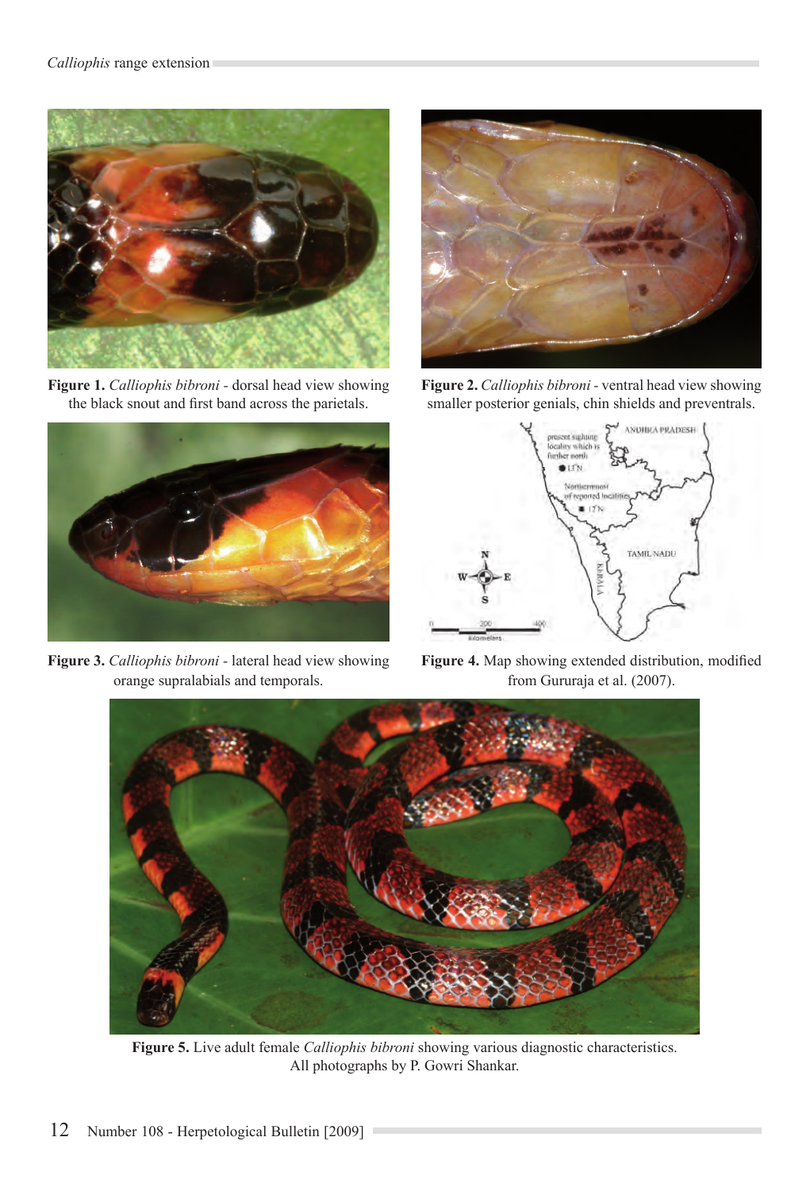**Figure 1.** *Calliophis bibroni* - dorsal head view showing the black snout and first band across the parietals.

**Figure 2.** *Calliophis bibroni* - ventral head view showing smaller posterior genials, chin shields and preventrals.

**Figure 3.** *Calliophis bibroni* - lateral head view showing orange supralabials and temporals.

ANDHRA PRADESH

present sighting locality which is further north

13°N

Northernmost of reported localities

12°N

TAMIL NADU

KERALA

N

W

E

S

0

200

400

Kilometers

**Figure 4.** Map showing extended distribution, modified from Gururaja et al. (2007).

**Figure 5.** Live adult female *Calliophis bibroni* showing various diagnostic characteristics. All photographs by P. Gowri Shankar.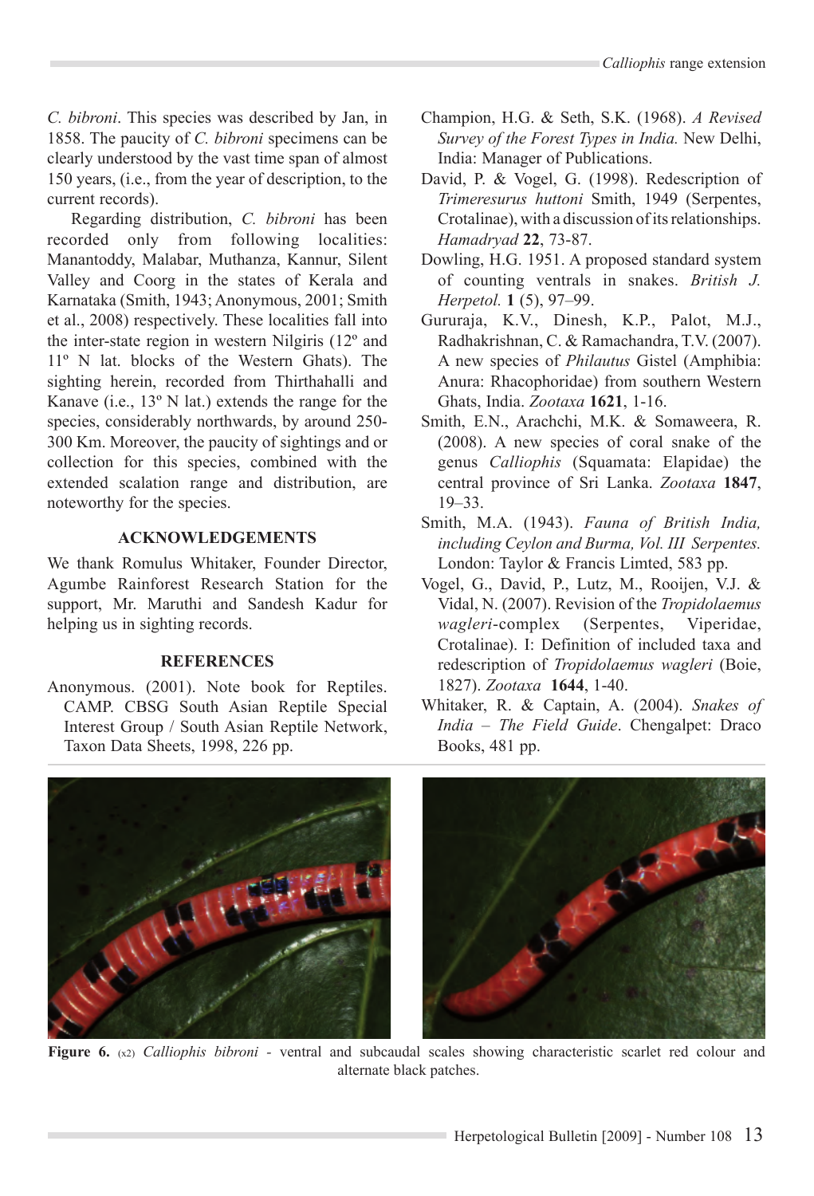*C. bibroni*. This species was described by Jan, in 1858. The paucity of *C. bibroni* specimens can be clearly understood by the vast time span of almost 150 years, (i.e., from the year of description, to the current records).

Regarding distribution, *C. bibroni* has been recorded only from following localities: Manantoddy, Malabar, Muthanza, Kannur, Silent Valley and Coorg in the states of Kerala and Karnataka (Smith, 1943; Anonymous, 2001; Smith et al., 2008) respectively. These localities fall into the inter-state region in western Nilgiris (12º and 11º N lat. blocks of the Western Ghats). The sighting herein, recorded from Thirthahalli and Kanave (i.e., 13º N lat.) extends the range for the species, considerably northwards, by around 250-300 Km. Moreover, the paucity of sightings and or collection for this species, combined with the extended scalation range and distribution, are noteworthy for the species.

## ACKNOWLEDGEMENTS

We thank Romulus Whitaker, Founder Director, Agumbe Rainforest Research Station for the support, Mr. Maruthi and Sandesh Kadur for helping us in sighting records.

## REFERENCES

Anonymous. (2001). Note book for Reptiles. CAMP. CBSG South Asian Reptile Special Interest Group / South Asian Reptile Network, Taxon Data Sheets, 1998, 226 pp.

Champion, H.G. & Seth, S.K. (1968). *A Revised Survey of the Forest Types in India.* New Delhi, India: Manager of Publications.

David, P. & Vogel, G. (1998). Redescription of *Trimeresurus huttoni* Smith, 1949 (Serpentes, Crotalinae), with a discussion of its relationships. *Hamadryad* **22**, 73-87.

Dowling, H.G. 1951. A proposed standard system of counting ventrals in snakes. *British J. Herpetol.* **1** (5), 97–99.

Gururaja, K.V., Dinesh, K.P., Palot, M.J., Radhakrishnan, C. & Ramachandra, T.V. (2007). A new species of *Philautus* Gistel (Amphibia: Anura: Rhacophoridae) from southern Western Ghats, India. *Zootaxa* **1621**, 1-16.

Smith, E.N., Arachchi, M.K. & Somaweera, R. (2008). A new species of coral snake of the genus *Calliophis* (Squamata: Elapidae) the central province of Sri Lanka. *Zootaxa* **1847**, 19–33.

Smith, M.A. (1943). *Fauna of British India, including Ceylon and Burma, Vol. III Serpentes.* London: Taylor & Francis Limted, 583 pp.

Vogel, G., David, P., Lutz, M., Rooijen, V.J. & Vidal, N. (2007). Revision of the *Tropidolaemus wagleri*-complex (Serpentes, Viperidae, Crotalinae). I: Definition of included taxa and redescription of *Tropidolaemus wagleri* (Boie, 1827). *Zootaxa* **1644**, 1-40.

Whitaker, R. & Captain, A. (2004). *Snakes of India – The Field Guide*. Chengalpet: Draco Books, 481 pp.

**Figure 6.** (x2) *Calliophis bibroni* - ventral and subcaudal scales showing characteristic scarlet red colour and alternate black patches.